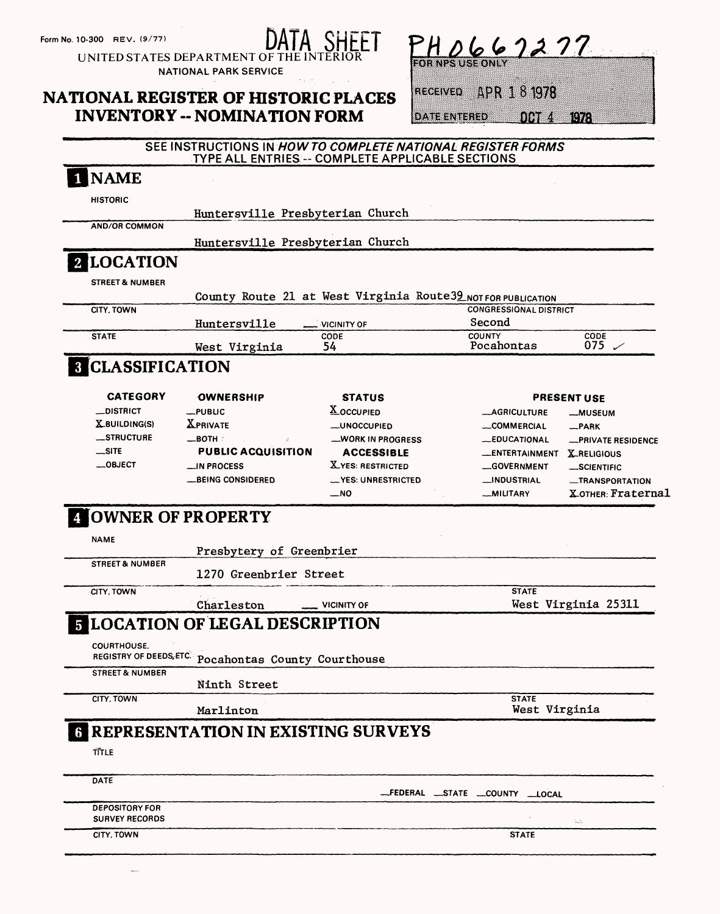Form No. 10-300 REV. (9/77)

DATA SHEET

UNITED STATES DEPARTMENT OF THE INTERIOR
NATIONAL PARK SERVICE

# NATIONAL REGISTER OF HISTORIC PLACES INVENTORY -- NOMINATION FORM

PH0662277

FOR NPS USE ONLY

RECEIVED APR 18 1978

DATE ENTERED OCT 4 1978

SEE INSTRUCTIONS IN *HOW TO COMPLETE NATIONAL REGISTER FORMS*
TYPE ALL ENTRIES -- COMPLETE APPLICABLE SECTIONS

## 1 NAME

HISTORIC
Huntersville Presbyterian Church

AND/OR COMMON
Huntersville Presbyterian Church

## 2 LOCATION

STREET & NUMBER
County Route 21 at West Virginia Route 39 __NOT FOR PUBLICATION

CITY, TOWN
Huntersville __VICINITY OF

CONGRESSIONAL DISTRICT
Second

STATE
West Virginia

CODE
54

COUNTY
Pocahontas

CODE
075

## 3 CLASSIFICATION

| CATEGORY | OWNERSHIP | STATUS | PRESENT USE | |
|---|---|---|---|---|
| __DISTRICT | __PUBLIC | X OCCUPIED | __AGRICULTURE | __MUSEUM |
| X BUILDING(S) | X PRIVATE | __UNOCCUPIED | __COMMERCIAL | __PARK |
| __STRUCTURE | __BOTH | __WORK IN PROGRESS | __EDUCATIONAL | __PRIVATE RESIDENCE |
| __SITE | **PUBLIC ACQUISITION** | **ACCESSIBLE** | __ENTERTAINMENT | X RELIGIOUS |
| __OBJECT | __IN PROCESS | X YES: RESTRICTED | __GOVERNMENT | __SCIENTIFIC |
| | __BEING CONSIDERED | __YES: UNRESTRICTED | __INDUSTRIAL | __TRANSPORTATION |
| | | __NO | __MILITARY | X OTHER: Fraternal |

## 4 OWNER OF PROPERTY

NAME
Presbytery of Greenbrier

STREET & NUMBER
1270 Greenbrier Street

CITY, TOWN
Charleston __VICINITY OF

STATE
West Virginia 25311

## 5 LOCATION OF LEGAL DESCRIPTION

COURTHOUSE, REGISTRY OF DEEDS, ETC.
Pocahontas County Courthouse

STREET & NUMBER
Ninth Street

CITY, TOWN
Marlinton

STATE
West Virginia

## 6 REPRESENTATION IN EXISTING SURVEYS

TITLE

DATE
__FEDERAL __STATE __COUNTY __LOCAL

DEPOSITORY FOR SURVEY RECORDS

CITY, TOWN

STATE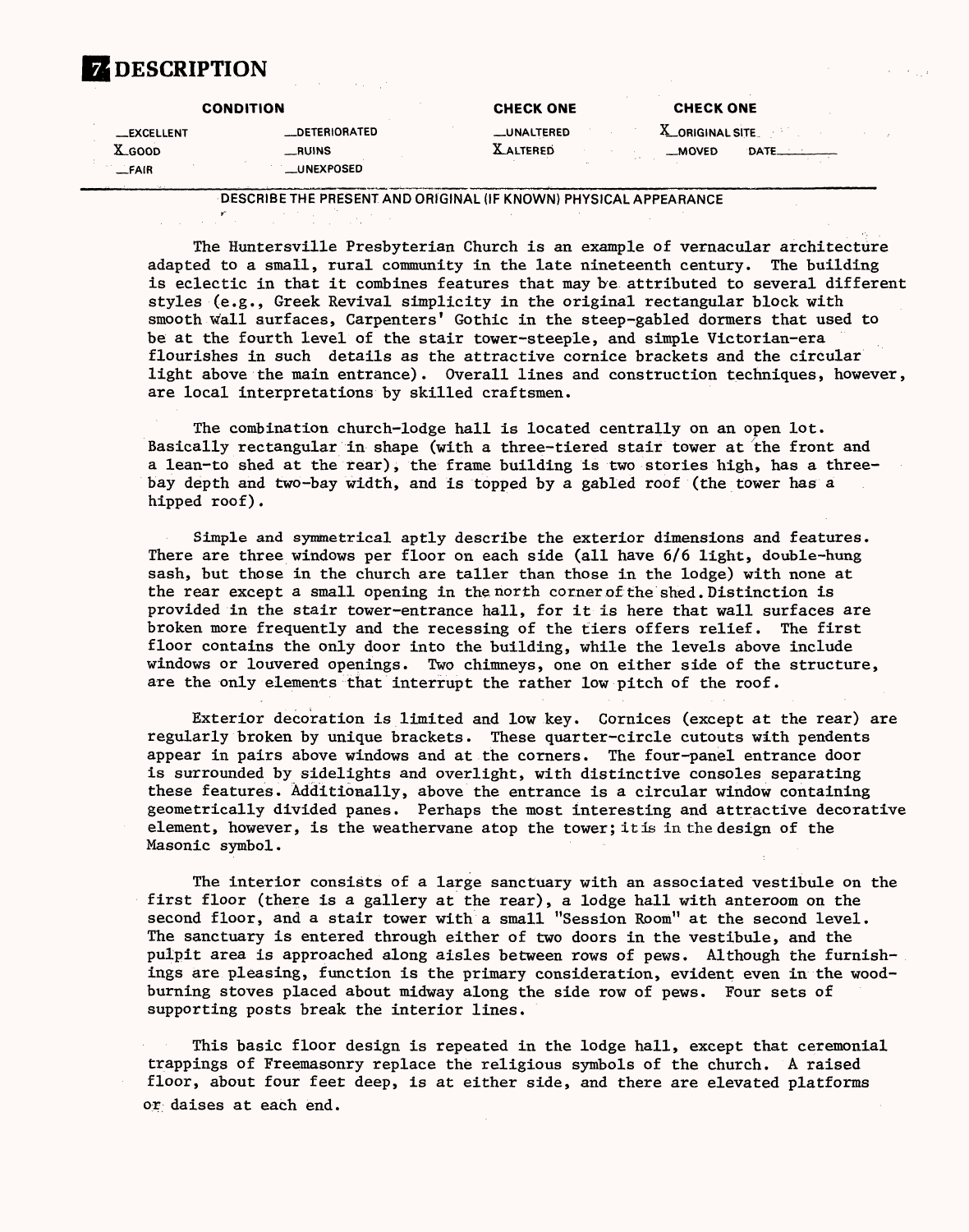# 7 DESCRIPTION

| CONDITION | | CHECK ONE | CHECK ONE |
|---|---|---|---|
| __EXCELLENT | __DETERIORATED | __UNALTERED | X ORIGINAL SITE |
| X GOOD | __RUINS | X ALTERED | __MOVED DATE______ |
| __FAIR | __UNEXPOSED | | |

DESCRIBE THE PRESENT AND ORIGINAL (IF KNOWN) PHYSICAL APPEARANCE

The Huntersville Presbyterian Church is an example of vernacular architecture adapted to a small, rural community in the late nineteenth century. The building is eclectic in that it combines features that may be attributed to several different styles (e.g., Greek Revival simplicity in the original rectangular block with smooth wall surfaces, Carpenters' Gothic in the steep-gabled dormers that used to be at the fourth level of the stair tower-steeple, and simple Victorian-era flourishes in such details as the attractive cornice brackets and the circular light above the main entrance). Overall lines and construction techniques, however, are local interpretations by skilled craftsmen.

The combination church-lodge hall is located centrally on an open lot. Basically rectangular in shape (with a three-tiered stair tower at the front and a lean-to shed at the rear), the frame building is two stories high, has a three-bay depth and two-bay width, and is topped by a gabled roof (the tower has a hipped roof).

Simple and symmetrical aptly describe the exterior dimensions and features. There are three windows per floor on each side (all have 6/6 light, double-hung sash, but those in the church are taller than those in the lodge) with none at the rear except a small opening in the north corner of the shed. Distinction is provided in the stair tower-entrance hall, for it is here that wall surfaces are broken more frequently and the recessing of the tiers offers relief. The first floor contains the only door into the building, while the levels above include windows or louvered openings. Two chimneys, one on either side of the structure, are the only elements that interrupt the rather low pitch of the roof.

Exterior decoration is limited and low key. Cornices (except at the rear) are regularly broken by unique brackets. These quarter-circle cutouts with pendents appear in pairs above windows and at the corners. The four-panel entrance door is surrounded by sidelights and overlight, with distinctive consoles separating these features. Additionally, above the entrance is a circular window containing geometrically divided panes. Perhaps the most interesting and attractive decorative element, however, is the weathervane atop the tower; it is in the design of the Masonic symbol.

The interior consists of a large sanctuary with an associated vestibule on the first floor (there is a gallery at the rear), a lodge hall with anteroom on the second floor, and a stair tower with a small "Session Room" at the second level. The sanctuary is entered through either of two doors in the vestibule, and the pulpit area is approached along aisles between rows of pews. Although the furnishings are pleasing, function is the primary consideration, evident even in the wood-burning stoves placed about midway along the side row of pews. Four sets of supporting posts break the interior lines.

This basic floor design is repeated in the lodge hall, except that ceremonial trappings of Freemasonry replace the religious symbols of the church. A raised floor, about four feet deep, is at either side, and there are elevated platforms or daises at each end.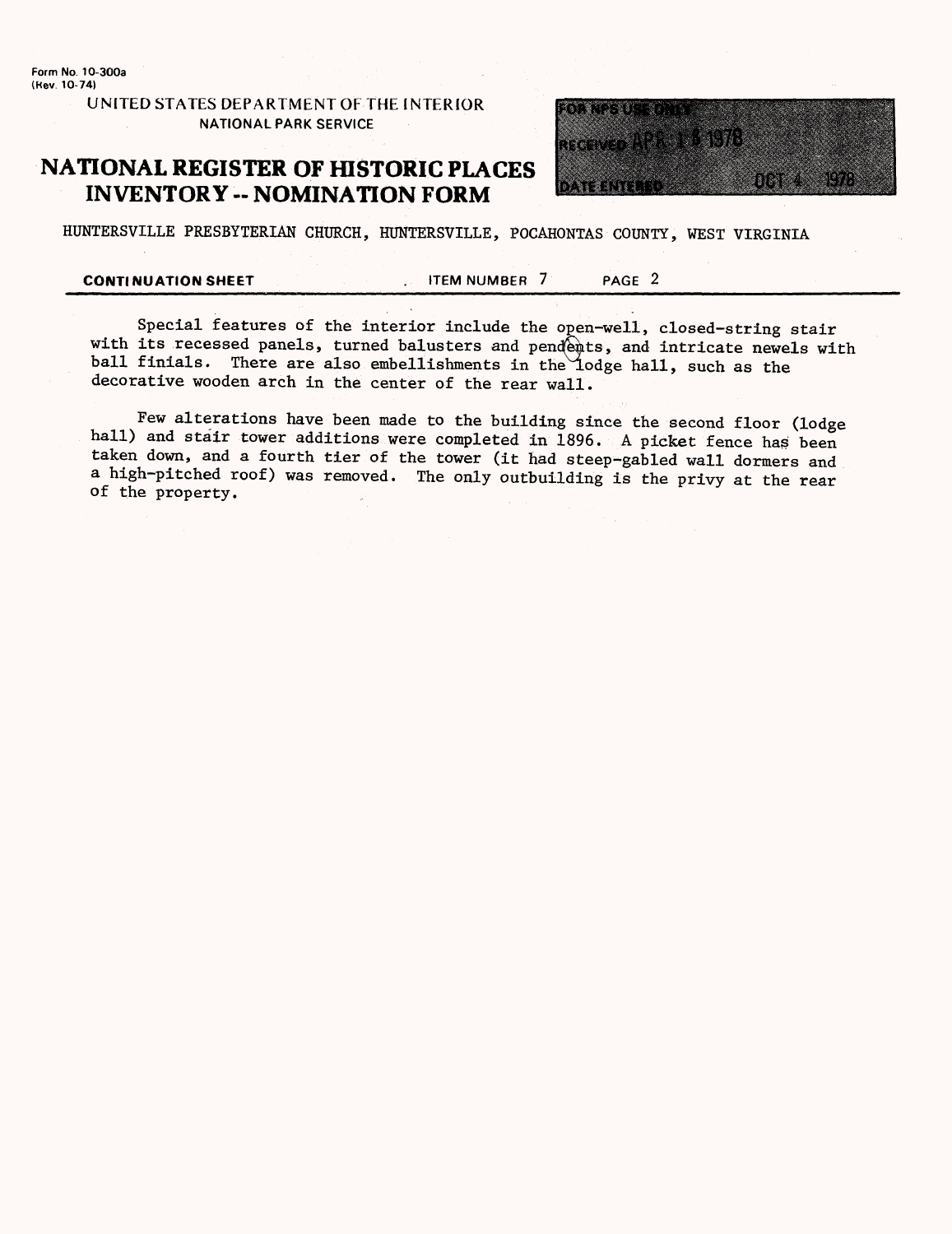Form No. 10-300a
(Rev. 10-74)

UNITED STATES DEPARTMENT OF THE INTERIOR
NATIONAL PARK SERVICE

# NATIONAL REGISTER OF HISTORIC PLACES INVENTORY -- NOMINATION FORM

FOR NPS USE ONLY
RECEIVED APR 18 1978
DATE ENTERED OCT 4 1978

HUNTERSVILLE PRESBYTERIAN CHURCH, HUNTERSVILLE, POCAHONTAS COUNTY, WEST VIRGINIA

**CONTINUATION SHEET** ITEM NUMBER 7 PAGE 2

Special features of the interior include the open-well, closed-string stair with its recessed panels, turned balusters and pendents, and intricate newels with ball finials. There are also embellishments in the lodge hall, such as the decorative wooden arch in the center of the rear wall.

Few alterations have been made to the building since the second floor (lodge hall) and stair tower additions were completed in 1896. A picket fence has been taken down, and a fourth tier of the tower (it had steep-gabled wall dormers and a high-pitched roof) was removed. The only outbuilding is the privy at the rear of the property.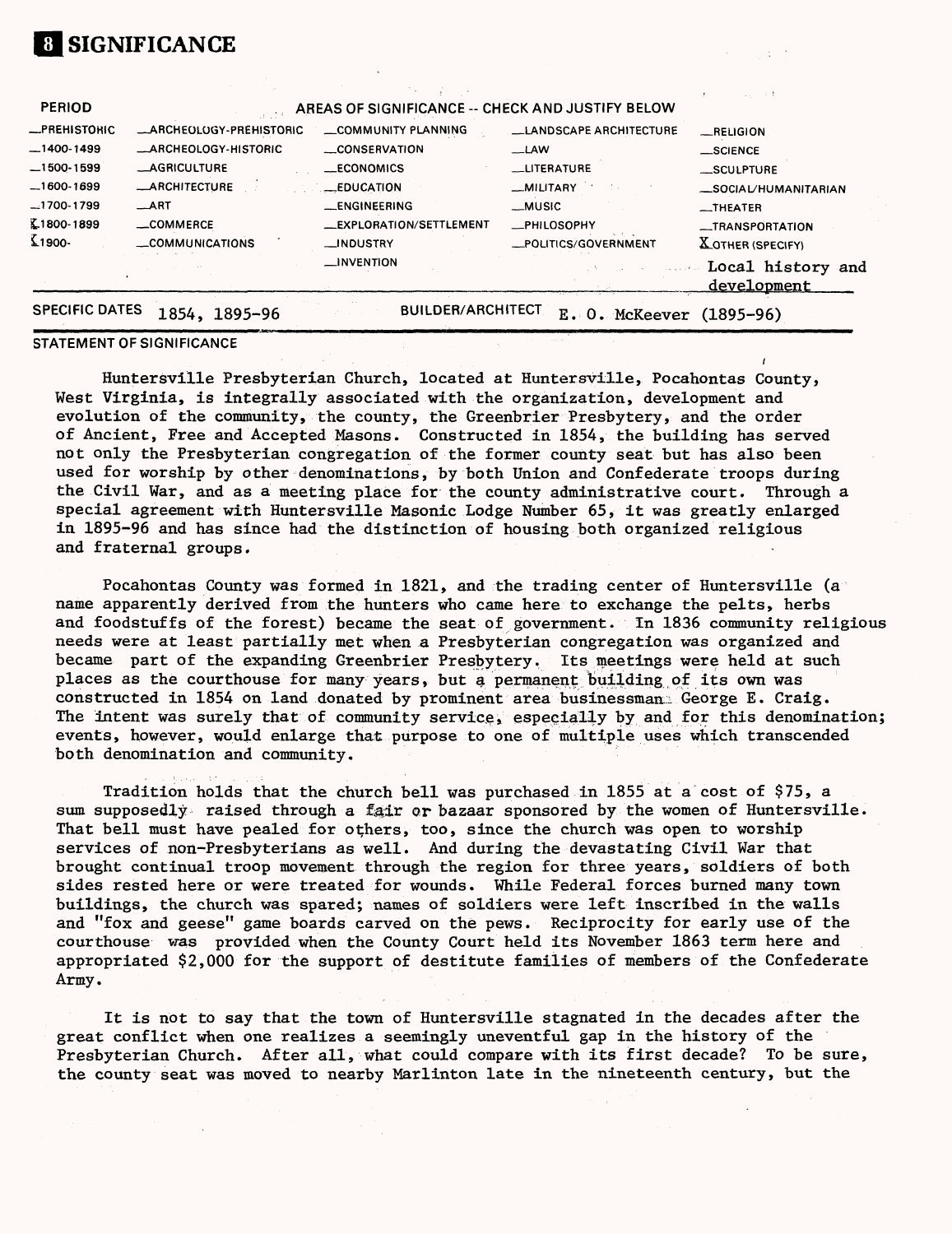# 8 SIGNIFICANCE

| PERIOD | AREAS OF SIGNIFICANCE -- CHECK AND JUSTIFY BELOW | | | |
|---|---|---|---|---|
| _PREHISTORIC | _ARCHEOLOGY-PREHISTORIC | _COMMUNITY PLANNING | _LANDSCAPE ARCHITECTURE | _RELIGION |
| _1400-1499 | _ARCHEOLOGY-HISTORIC | _CONSERVATION | _LAW | _SCIENCE |
| _1500-1599 | _AGRICULTURE | _ECONOMICS | _LITERATURE | _SCULPTURE |
| _1600-1699 | _ARCHITECTURE | _EDUCATION | _MILITARY | _SOCIAL/HUMANITARIAN |
| _1700-1799 | _ART | _ENGINEERING | _MUSIC | _THEATER |
| X 1800-1899 | _COMMERCE | _EXPLORATION/SETTLEMENT | _PHILOSOPHY | _TRANSPORTATION |
| X 1900- | _COMMUNICATIONS | _INDUSTRY | _POLITICS/GOVERNMENT | X OTHER (SPECIFY) |
| | | _INVENTION | | Local history and development |

SPECIFIC DATES 1854, 1895-96 BUILDER/ARCHITECT E. O. McKeever (1895-96)

## STATEMENT OF SIGNIFICANCE

Huntersville Presbyterian Church, located at Huntersville, Pocahontas County, West Virginia, is integrally associated with the organization, development and evolution of the community, the county, the Greenbrier Presbytery, and the order of Ancient, Free and Accepted Masons. Constructed in 1854, the building has served not only the Presbyterian congregation of the former county seat but has also been used for worship by other denominations, by both Union and Confederate troops during the Civil War, and as a meeting place for the county administrative court. Through a special agreement with Huntersville Masonic Lodge Number 65, it was greatly enlarged in 1895-96 and has since had the distinction of housing both organized religious and fraternal groups.

Pocahontas County was formed in 1821, and the trading center of Huntersville (a name apparently derived from the hunters who came here to exchange the pelts, herbs and foodstuffs of the forest) became the seat of government. In 1836 community religious needs were at least partially met when a Presbyterian congregation was organized and became part of the expanding Greenbrier Presbytery. Its meetings were held at such places as the courthouse for many years, but a permanent building of its own was constructed in 1854 on land donated by prominent area businessman George E. Craig. The intent was surely that of community service, especially by and for this denomination; events, however, would enlarge that purpose to one of multiple uses which transcended both denomination and community.

Tradition holds that the church bell was purchased in 1855 at a cost of $75, a sum supposedly raised through a fair or bazaar sponsored by the women of Huntersville. That bell must have pealed for others, too, since the church was open to worship services of non-Presbyterians as well. And during the devastating Civil War that brought continual troop movement through the region for three years, soldiers of both sides rested here or were treated for wounds. While Federal forces burned many town buildings, the church was spared; names of soldiers were left inscribed in the walls and "fox and geese" game boards carved on the pews. Reciprocity for early use of the courthouse was provided when the County Court held its November 1863 term here and appropriated $2,000 for the support of destitute families of members of the Confederate Army.

It is not to say that the town of Huntersville stagnated in the decades after the great conflict when one realizes a seemingly uneventful gap in the history of the Presbyterian Church. After all, what could compare with its first decade? To be sure, the county seat was moved to nearby Marlinton late in the nineteenth century, but the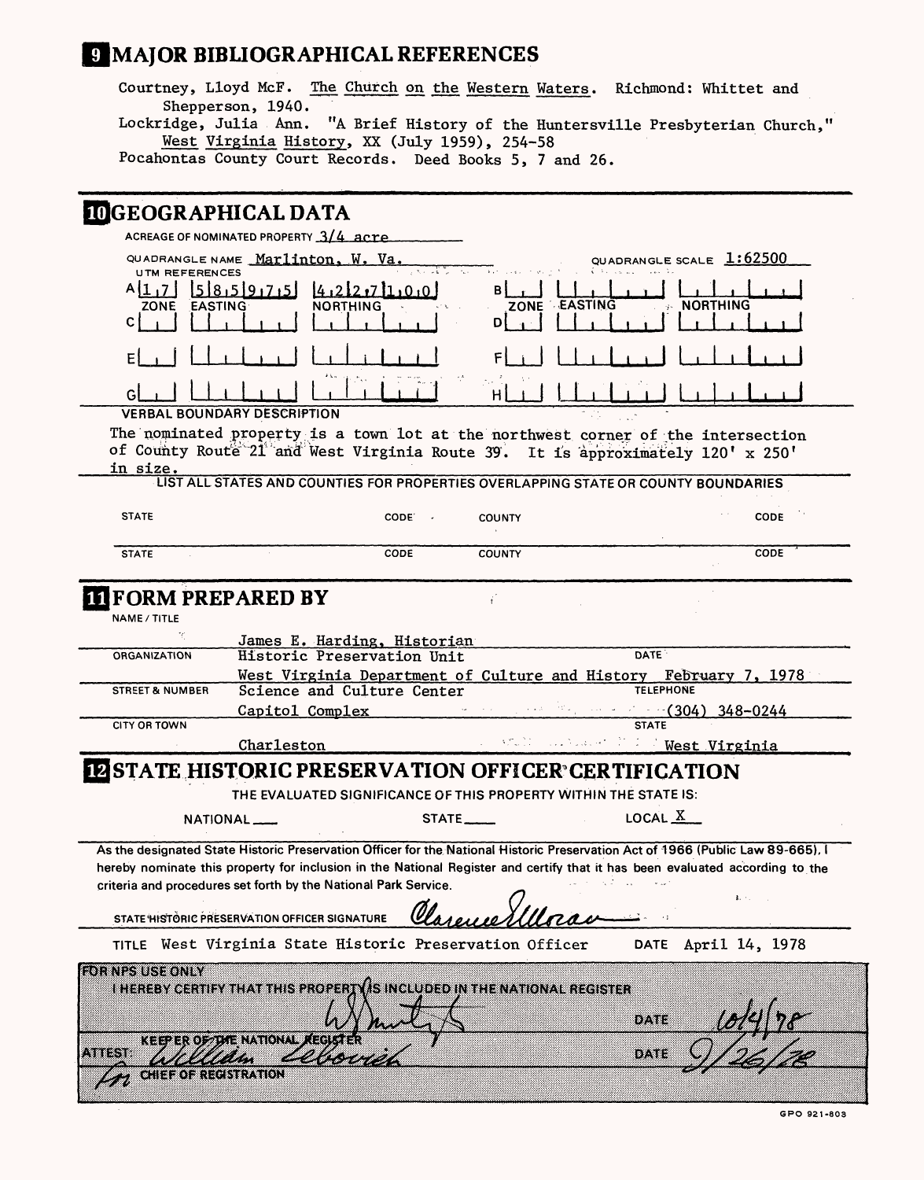## 9 MAJOR BIBLIOGRAPHICAL REFERENCES

Courtney, Lloyd McF. The Church on the Western Waters. Richmond: Whittet and Shepperson, 1940.

Lockridge, Julia Ann. "A Brief History of the Huntersville Presbyterian Church," West Virginia History, XX (July 1959), 254-58

Pocahontas County Court Records. Deed Books 5, 7 and 26.

## 10 GEOGRAPHICAL DATA

ACREAGE OF NOMINATED PROPERTY 3/4 acre

QUADRANGLE NAME Marlinton, W. Va. QUADRANGLE SCALE 1:62500

UTM REFERENCES

| | ZONE | EASTING | NORTHING | | ZONE | EASTING | NORTHING |
|---|---|---|---|---|---|---|---|
| A | 17 | 585975 | 4227100 | B | | | |
| C | | | | D | | | |
| E | | | | F | | | |
| G | | | | H | | | |

VERBAL BOUNDARY DESCRIPTION

The nominated property is a town lot at the northwest corner of the intersection of County Route 21 and West Virginia Route 39. It is approximately 120' x 250' in size.

LIST ALL STATES AND COUNTIES FOR PROPERTIES OVERLAPPING STATE OR COUNTY BOUNDARIES

| STATE | CODE | COUNTY | CODE |
|---|---|---|---|
| STATE | CODE | COUNTY | CODE |

## 11 FORM PREPARED BY

NAME / TITLE: James E. Harding, Historian

ORGANIZATION: Historic Preservation Unit, West Virginia Department of Culture and History

DATE: February 7, 1978

STREET & NUMBER: Science and Culture Center, Capitol Complex

TELEPHONE: (304) 348-0244

CITY OR TOWN: Charleston

STATE: West Virginia

## 12 STATE HISTORIC PRESERVATION OFFICER CERTIFICATION

THE EVALUATED SIGNIFICANCE OF THIS PROPERTY WITHIN THE STATE IS:

NATIONAL ___ STATE ___ LOCAL X

As the designated State Historic Preservation Officer for the National Historic Preservation Act of 1966 (Public Law 89-665), I hereby nominate this property for inclusion in the National Register and certify that it has been evaluated according to the criteria and procedures set forth by the National Park Service.

STATE HISTORIC PRESERVATION OFFICER SIGNATURE: Clarence Moran

TITLE West Virginia State Historic Preservation Officer DATE April 14, 1978

FOR NPS USE ONLY

I HEREBY CERTIFY THAT THIS PROPERTY IS INCLUDED IN THE NATIONAL REGISTER

DATE 10/4/78

KEEPER OF THE NATIONAL REGISTER

ATTEST: William Lebovich DATE 9/26/78

for CHIEF OF REGISTRATION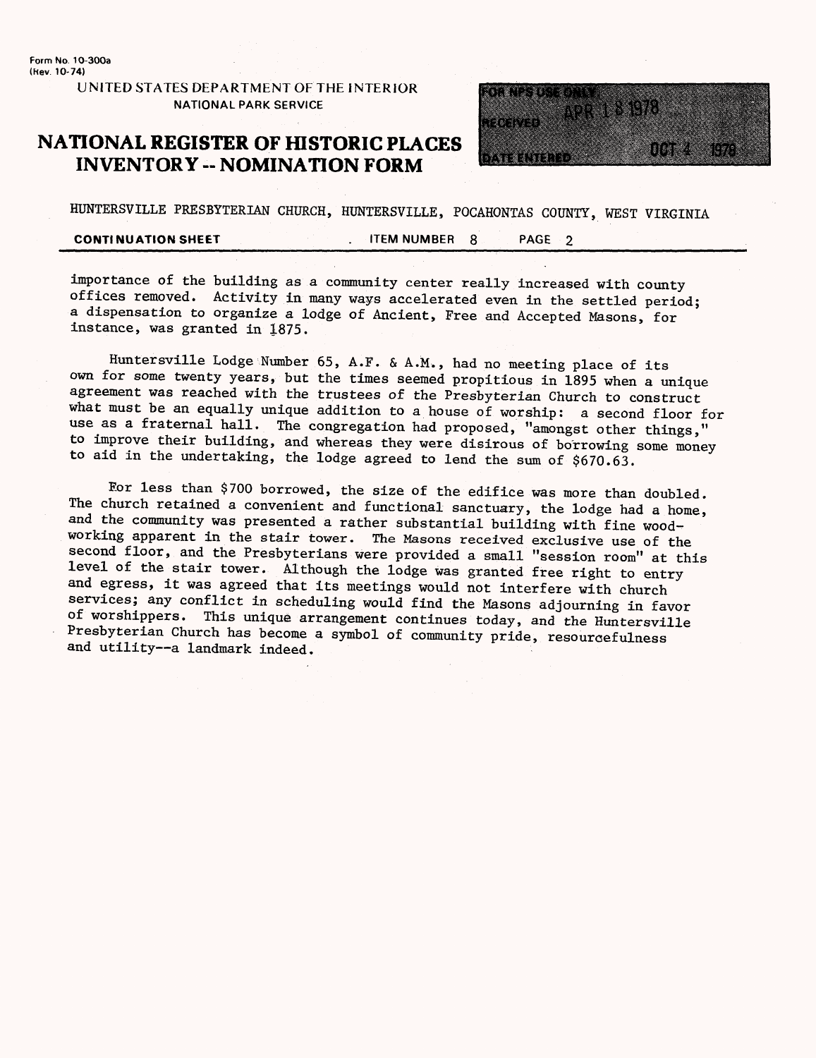Form No. 10-300a
(Rev. 10-74)

UNITED STATES DEPARTMENT OF THE INTERIOR
NATIONAL PARK SERVICE

# NATIONAL REGISTER OF HISTORIC PLACES INVENTORY -- NOMINATION FORM

FOR NPS USE ONLY
RECEIVED APR 18 1978
DATE ENTERED OCT 4 1978

HUNTERSVILLE PRESBYTERIAN CHURCH, HUNTERSVILLE, POCAHONTAS COUNTY, WEST VIRGINIA

**CONTINUATION SHEET** ITEM NUMBER 8 PAGE 2

importance of the building as a community center really increased with county offices removed. Activity in many ways accelerated even in the settled period; a dispensation to organize a lodge of Ancient, Free and Accepted Masons, for instance, was granted in 1875.

Huntersville Lodge Number 65, A.F. & A.M., had no meeting place of its own for some twenty years, but the times seemed propitious in 1895 when a unique agreement was reached with the trustees of the Presbyterian Church to construct what must be an equally unique addition to a house of worship: a second floor for use as a fraternal hall. The congregation had proposed, "amongst other things," to improve their building, and whereas they were disirous of borrowing some money to aid in the undertaking, the lodge agreed to lend the sum of $670.63.

For less than $700 borrowed, the size of the edifice was more than doubled. The church retained a convenient and functional sanctuary, the lodge had a home, and the community was presented a rather substantial building with fine woodworking apparent in the stair tower. The Masons received exclusive use of the second floor, and the Presbyterians were provided a small "session room" at this level of the stair tower. Although the lodge was granted free right to entry and egress, it was agreed that its meetings would not interfere with church services; any conflict in scheduling would find the Masons adjourning in favor of worshippers. This unique arrangement continues today, and the Huntersville Presbyterian Church has become a symbol of community pride, resourcefulness and utility--a landmark indeed.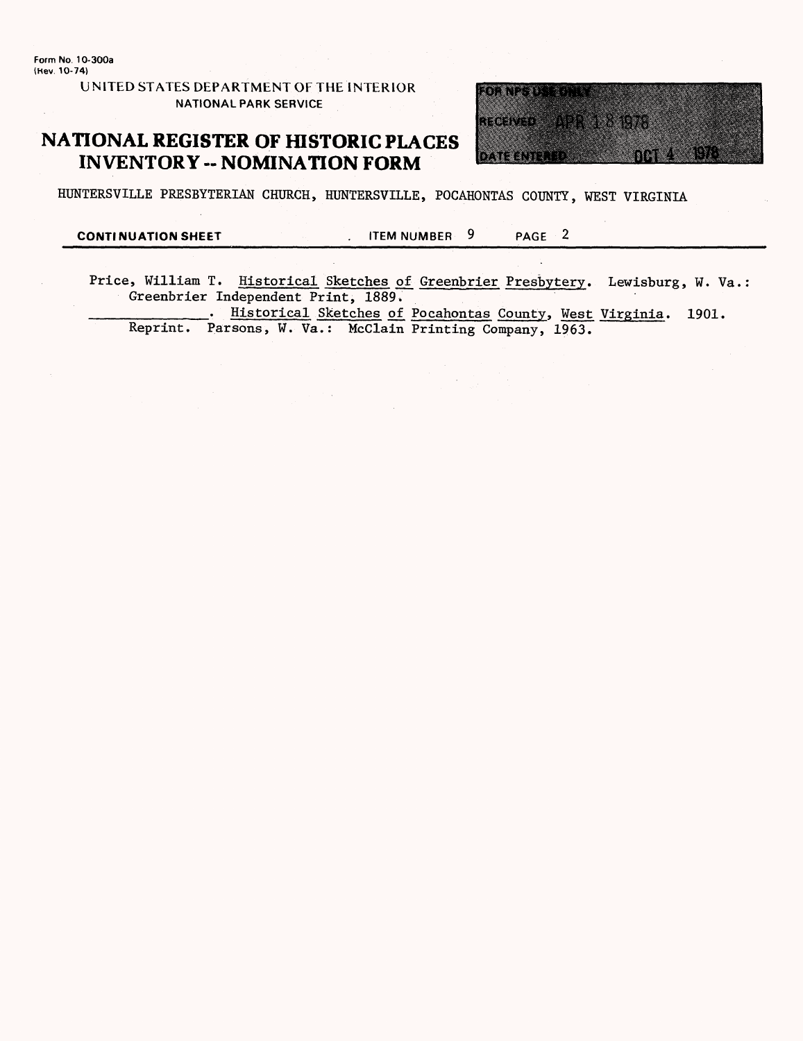Form No. 10-300a
(Rev. 10-74)

UNITED STATES DEPARTMENT OF THE INTERIOR
NATIONAL PARK SERVICE

# NATIONAL REGISTER OF HISTORIC PLACES INVENTORY -- NOMINATION FORM

FOR NPS USE ONLY
RECEIVED APR 18 1978
DATE ENTERED OCT 4 1978

HUNTERSVILLE PRESBYTERIAN CHURCH, HUNTERSVILLE, POCAHONTAS COUNTY, WEST VIRGINIA

**CONTINUATION SHEET** ITEM NUMBER 9 PAGE 2

Price, William T. Historical Sketches of Greenbrier Presbytery. Lewisburg, W. Va.: Greenbrier Independent Print, 1889.

_____________. Historical Sketches of Pocahontas County, West Virginia. 1901. Reprint. Parsons, W. Va.: McClain Printing Company, 1963.